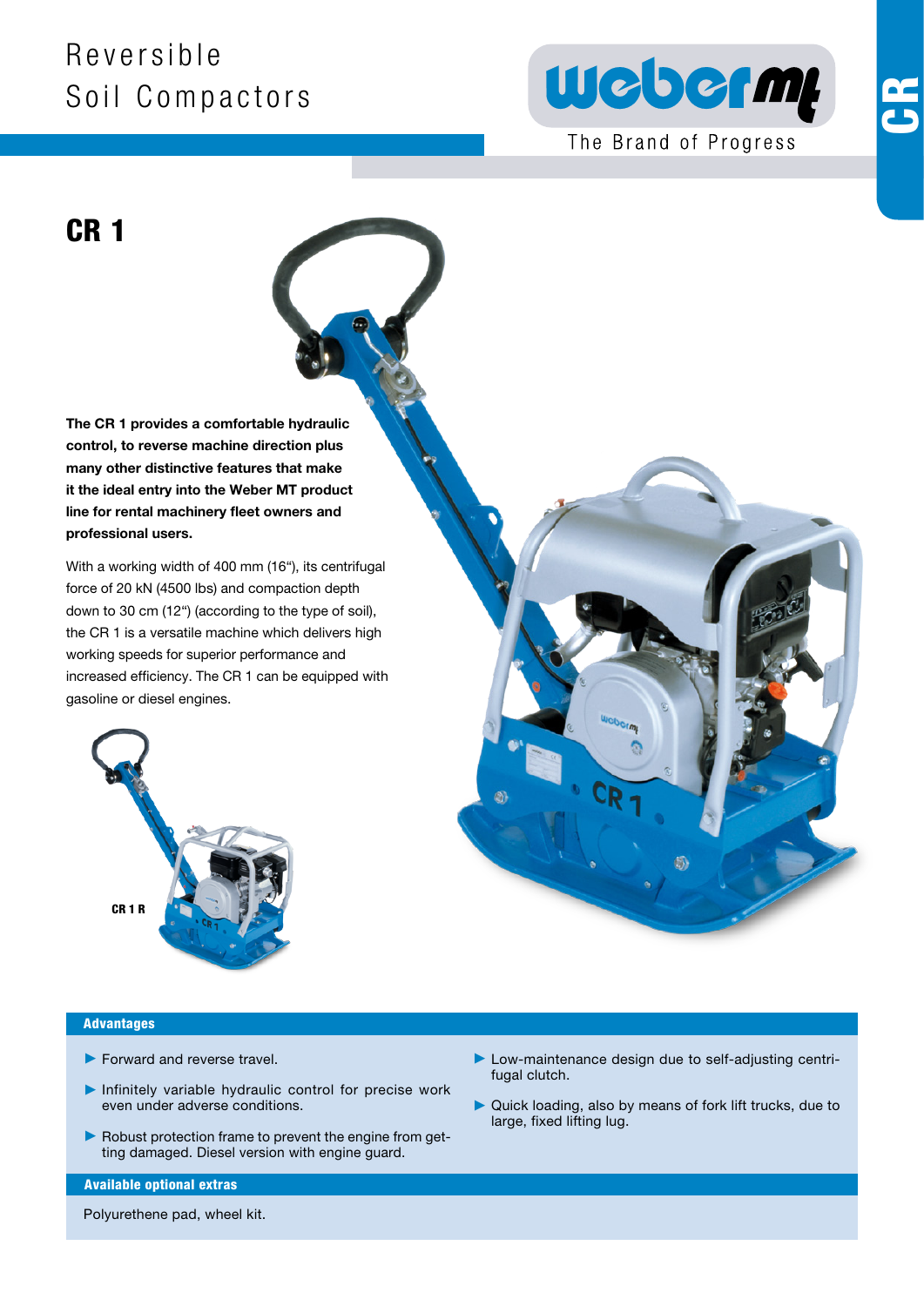# Reversible Soil Compactors

webermt

The Brand of Progress

CR

## CR 1

**The CR 1 provides a comfortable hydraulic control, to reverse machine direction plus many other distinctive features that make it the ideal entry into the Weber MT product line for rental machinery fleet owners and professional users.**

With a working width of 400 mm (16“), its centrifugal force of 20 kN (4500 lbs) and compaction depth down to 30 cm (12“) (according to the type of soil), the CR 1 is a versatile machine which delivers high working speeds for superior performance and increased efficiency. The CR 1 can be equipped with gasoline or diesel engines.

CR 1 R

### Advantages

- Forward and reverse travel.
- Infinitely variable hydraulic control for precise work even under adverse conditions.
- Robust protection frame to prevent the engine from getting damaged. Diesel version with engine guard.
- Low-maintenance design due to self-adjusting centrifugal clutch.
- Quick loading, also by means of fork lift trucks, due to large, fixed lifting lug.

### Available optional extras

Polyurethene pad, wheel kit.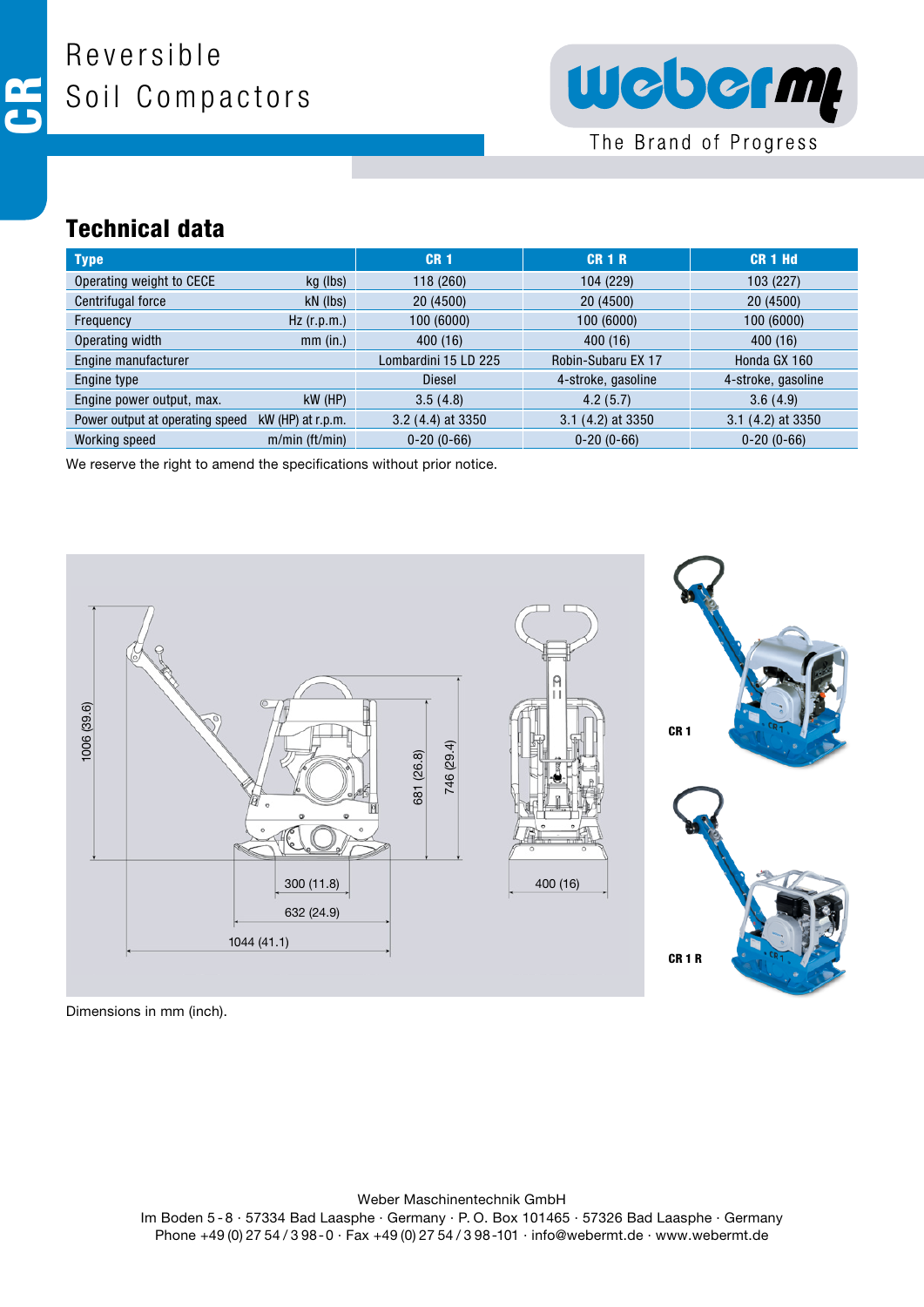# Reversible Soil Compactors

webermt

The Brand of Progress

## Technical data

| Type | | CR 1 | CR 1 R | CR 1 Hd |
|---|---|---|---|---|
| Operating weight to CECE | kg (lbs) | 118 (260) | 104 (229) | 103 (227) |
| Centrifugal force | kN (lbs) | 20 (4500) | 20 (4500) | 20 (4500) |
| Frequency | Hz (r.p.m.) | 100 (6000) | 100 (6000) | 100 (6000) |
| Operating width | mm (in.) | 400 (16) | 400 (16) | 400 (16) |
| Engine manufacturer | | Lombardini 15 LD 225 | Robin-Subaru EX 17 | Honda GX 160 |
| Engine type | | Diesel | 4-stroke, gasoline | 4-stroke, gasoline |
| Engine power output, max. | kW (HP) | 3.5 (4.8) | 4.2 (5.7) | 3.6 (4.9) |
| Power output at operating speed | kW (HP) at r.p.m. | 3.2 (4.4) at 3350 | 3.1 (4.2) at 3350 | 3.1 (4.2) at 3350 |
| Working speed | m/min (ft/min) | 0-20 (0-66) | 0-20 (0-66) | 0-20 (0-66) |

We reserve the right to amend the specifications without prior notice.

1006 (39.6)
681 (26.8)
746 (29.4)
300 (11.8)
632 (24.9)
1044 (41.1)
400 (16)

CR 1

CR 1 R

Dimensions in mm (inch).

Weber Maschinentechnik GmbH
Im Boden 5 - 8 · 57334 Bad Laasphe · Germany · P. O. Box 101465 · 57326 Bad Laasphe · Germany
Phone +49 (0) 27 54 / 3 98 - 0 · Fax +49 (0) 27 54 / 3 98 -101 · info@webermt.de · www.webermt.de